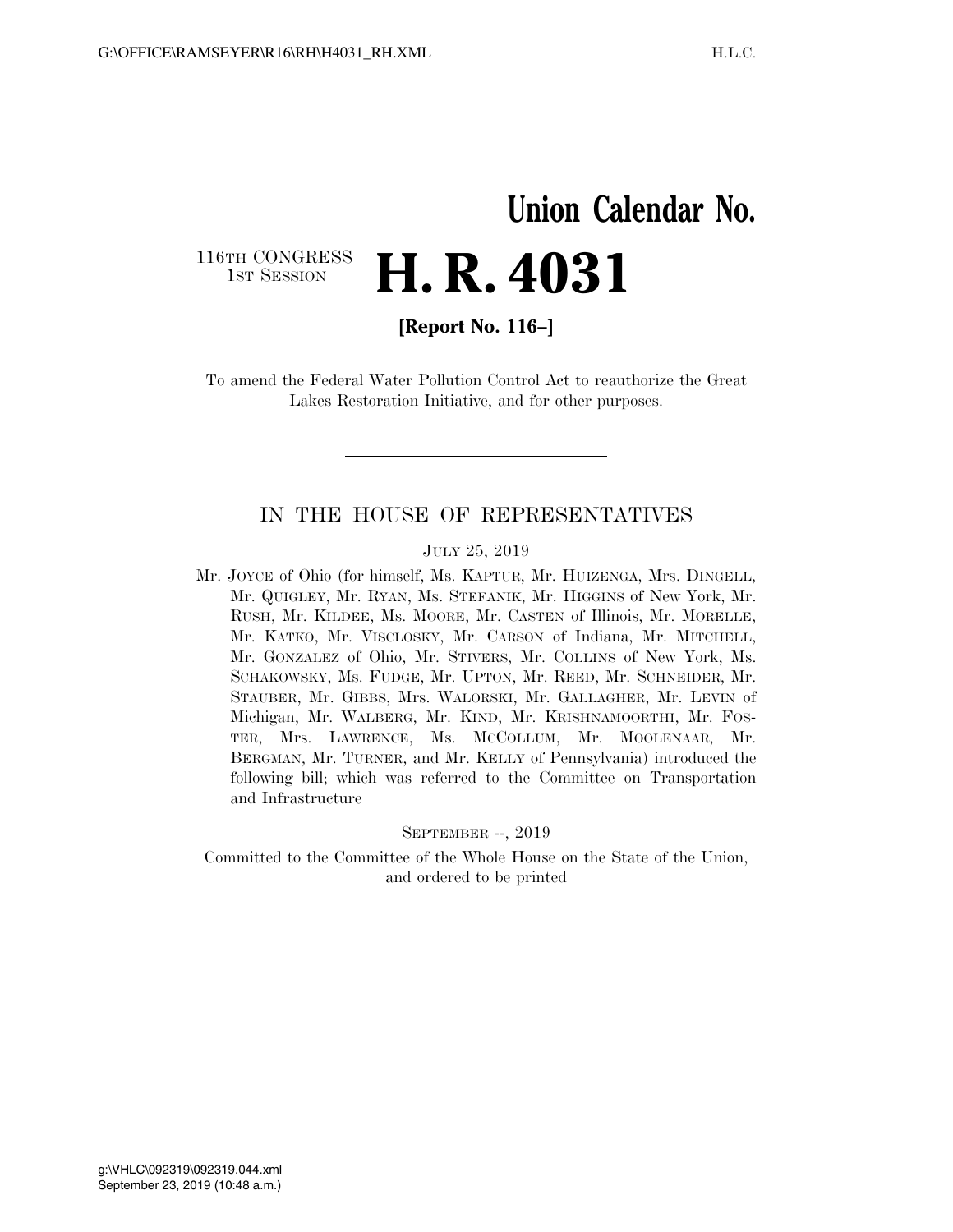# Union Calendar No.

116TH CONGRESS
1ST SESSION

# H. R. 4031

**[Report No. 116–]**

To amend the Federal Water Pollution Control Act to reauthorize the Great Lakes Restoration Initiative, and for other purposes.

---

## IN THE HOUSE OF REPRESENTATIVES

JULY 25, 2019

Mr. JOYCE of Ohio (for himself, Ms. KAPTUR, Mr. HUIZENGA, Mrs. DINGELL, Mr. QUIGLEY, Mr. RYAN, Ms. STEFANIK, Mr. HIGGINS of New York, Mr. RUSH, Mr. KILDEE, Ms. MOORE, Mr. CASTEN of Illinois, Mr. MORELLE, Mr. KATKO, Mr. VISCLOSKY, Mr. CARSON of Indiana, Mr. MITCHELL, Mr. GONZALEZ of Ohio, Mr. STIVERS, Mr. COLLINS of New York, Ms. SCHAKOWSKY, Ms. FUDGE, Mr. UPTON, Mr. REED, Mr. SCHNEIDER, Mr. STAUBER, Mr. GIBBS, Mrs. WALORSKI, Mr. GALLAGHER, Mr. LEVIN of Michigan, Mr. WALBERG, Mr. KIND, Mr. KRISHNAMOORTHI, Mr. FOSTER, Mrs. LAWRENCE, Ms. MCCOLLUM, Mr. MOOLENAAR, Mr. BERGMAN, Mr. TURNER, and Mr. KELLY of Pennsylvania) introduced the following bill; which was referred to the Committee on Transportation and Infrastructure

SEPTEMBER --, 2019

Committed to the Committee of the Whole House on the State of the Union, and ordered to be printed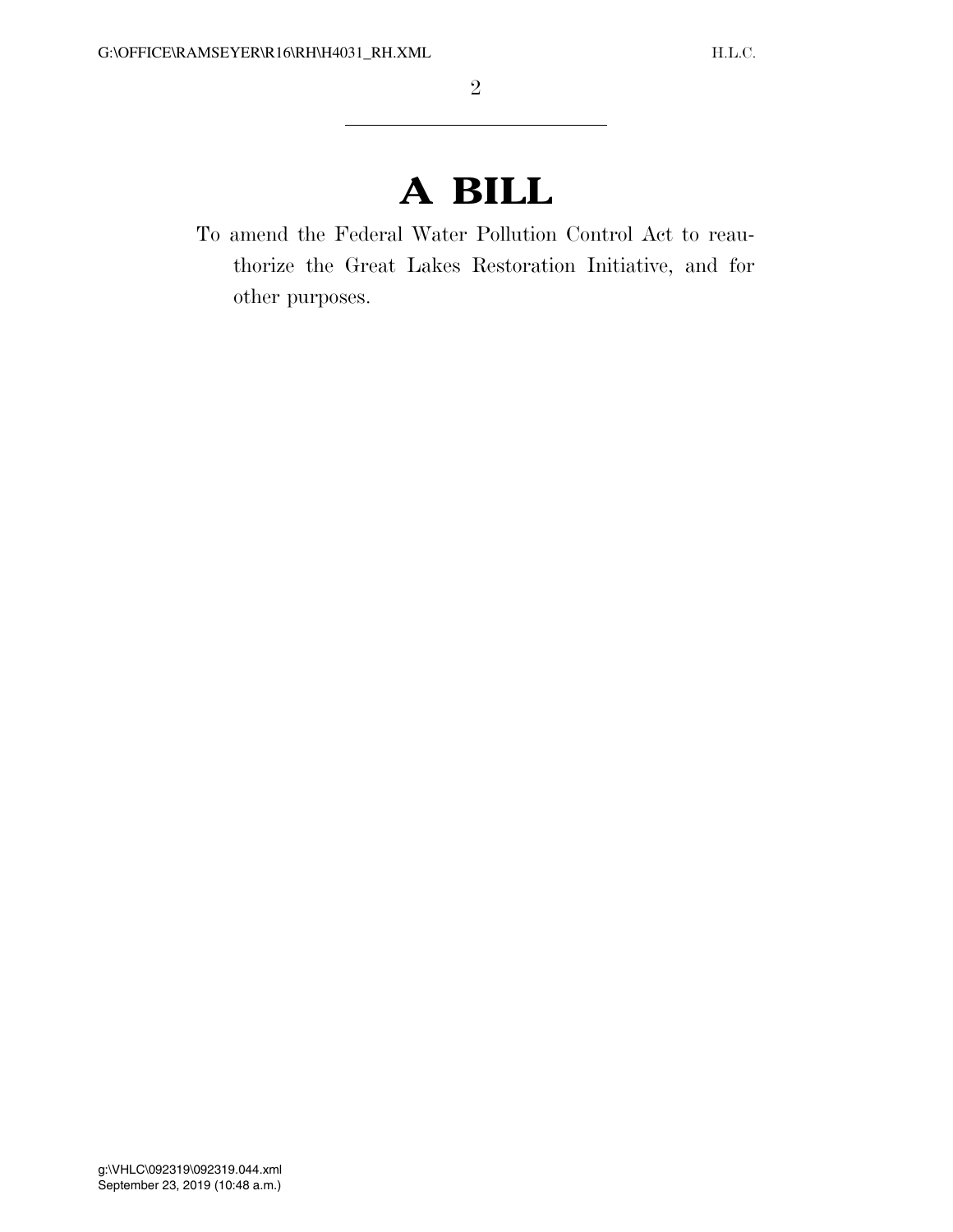# A BILL

To amend the Federal Water Pollution Control Act to reauthorize the Great Lakes Restoration Initiative, and for other purposes.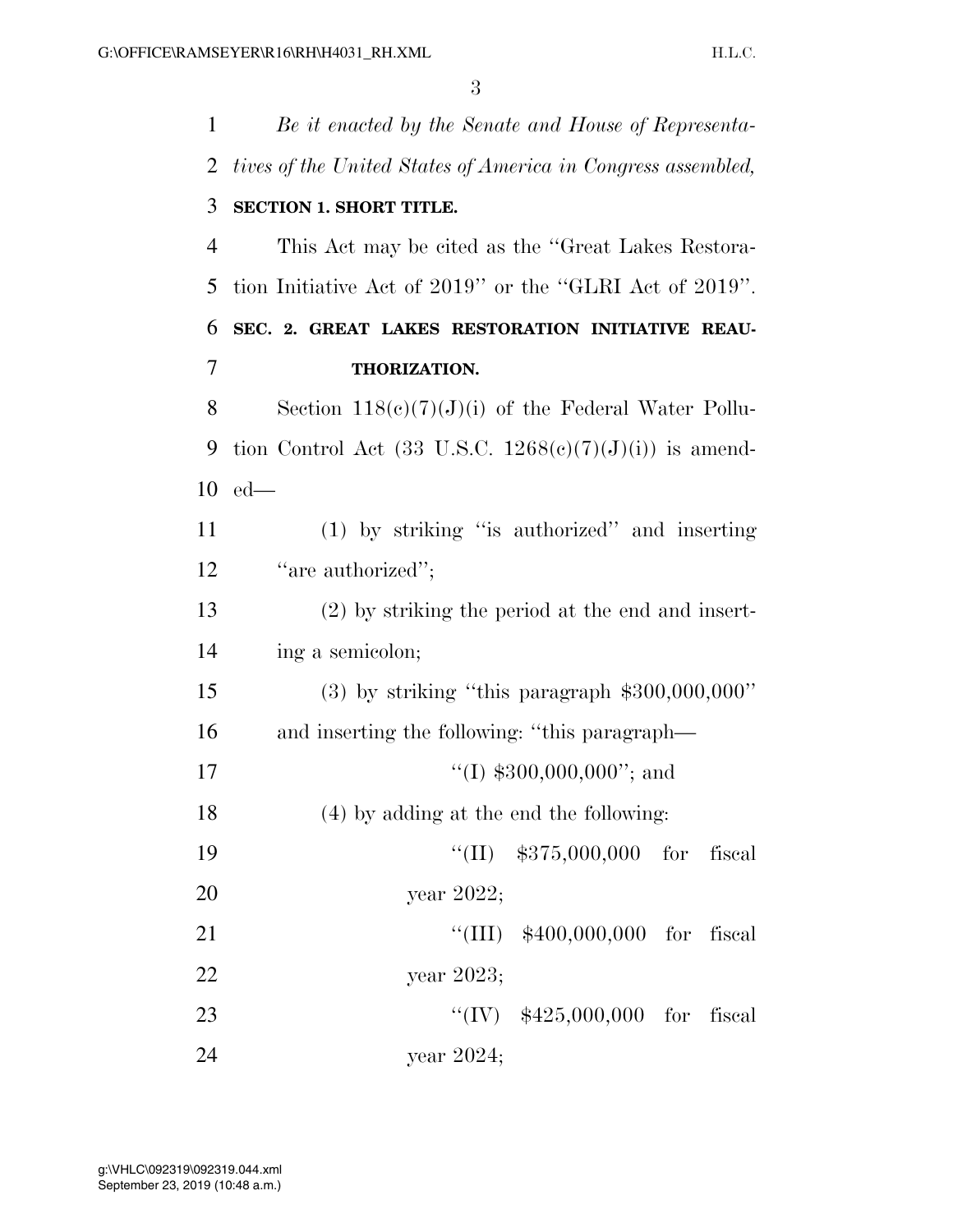*Be it enacted by the Senate and House of Representatives of the United States of America in Congress assembled,*

**SECTION 1. SHORT TITLE.**

This Act may be cited as the "Great Lakes Restoration Initiative Act of 2019" or the "GLRI Act of 2019".

**SEC. 2. GREAT LAKES RESTORATION INITIATIVE REAUTHORIZATION.**

Section 118(c)(7)(J)(i) of the Federal Water Pollution Control Act (33 U.S.C. 1268(c)(7)(J)(i)) is amended—

(1) by striking "is authorized" and inserting "are authorized";

(2) by striking the period at the end and inserting a semicolon;

(3) by striking "this paragraph $300,000,000" and inserting the following: "this paragraph—

"(I) $300,000,000"; and

(4) by adding at the end the following:

"(II) $375,000,000 for fiscal year 2022;

"(III) $400,000,000 for fiscal year 2023;

"(IV) $425,000,000 for fiscal year 2024;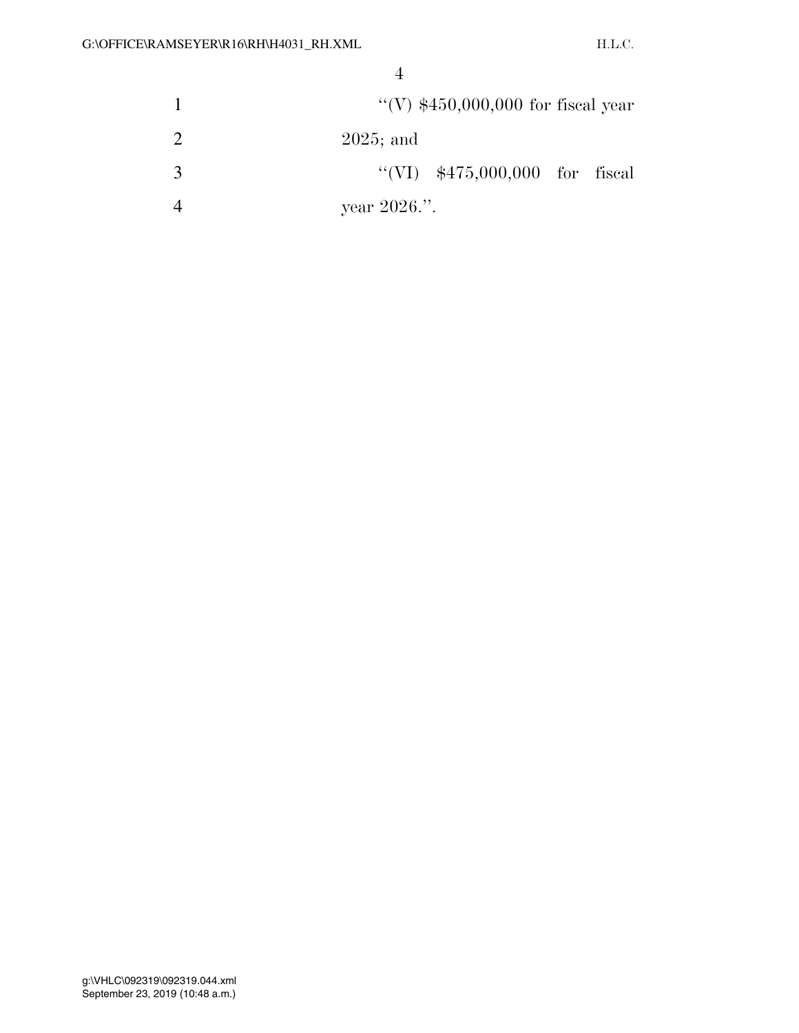''(V) $450,000,000 for fiscal year 2025; and

''(VI) $475,000,000 for fiscal year 2026.''.